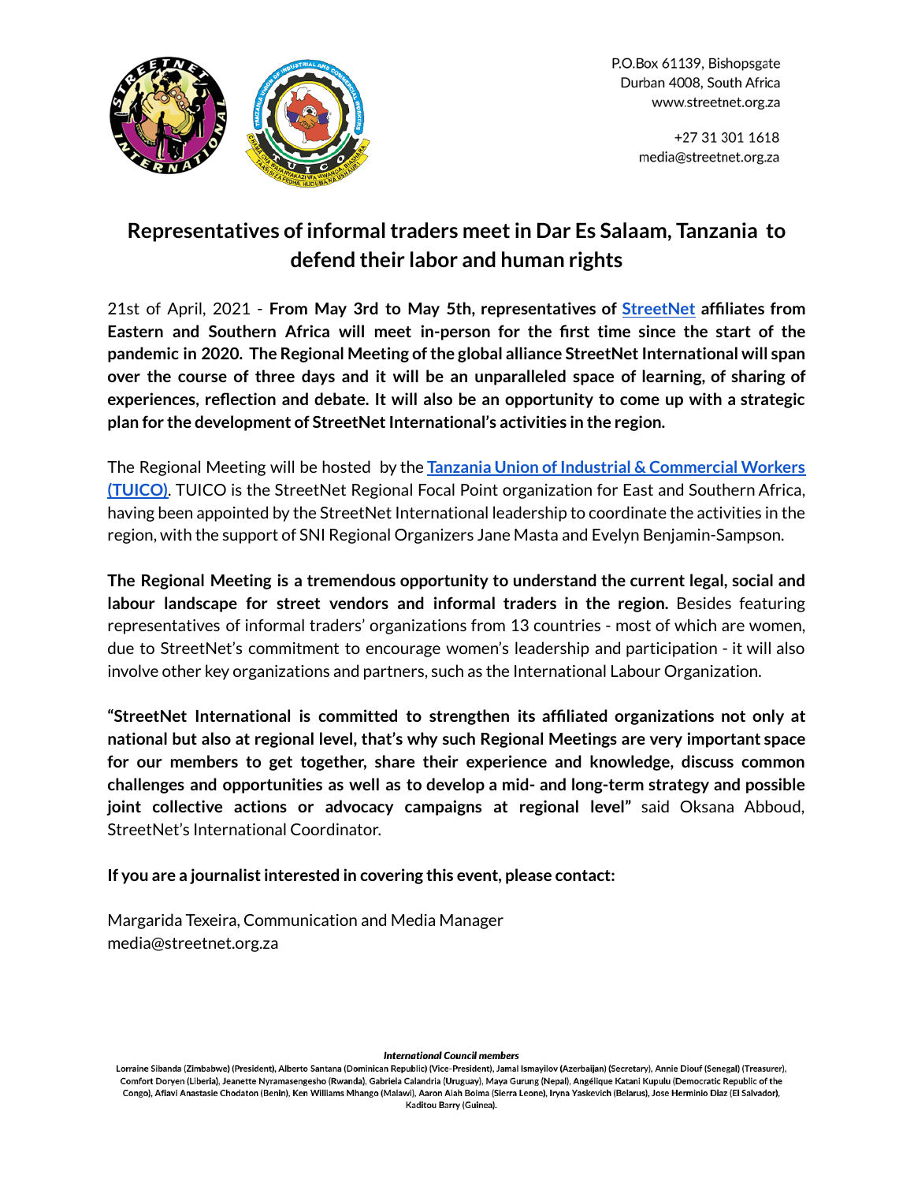P.O.Box 61139, Bishopsgate
Durban 4008, South Africa
www.streetnet.org.za

+27 31 301 1618
media@streetnet.org.za

# Representatives of informal traders meet in Dar Es Salaam, Tanzania to defend their labor and human rights

21st of April, 2021 - **From May 3rd to May 5th, representatives of [StreetNet](#) affiliates from Eastern and Southern Africa will meet in-person for the first time since the start of the pandemic in 2020. The Regional Meeting of the global alliance StreetNet International will span over the course of three days and it will be an unparalleled space of learning, of sharing of experiences, reflection and debate. It will also be an opportunity to come up with a strategic plan for the development of StreetNet International's activities in the region.**

The Regional Meeting will be hosted by the **[Tanzania Union of Industrial & Commercial Workers (TUICO)](#)**. TUICO is the StreetNet Regional Focal Point organization for East and Southern Africa, having been appointed by the StreetNet International leadership to coordinate the activities in the region, with the support of SNI Regional Organizers Jane Masta and Evelyn Benjamin-Sampson.

**The Regional Meeting is a tremendous opportunity to understand the current legal, social and labour landscape for street vendors and informal traders in the region.** Besides featuring representatives of informal traders' organizations from 13 countries - most of which are women, due to StreetNet's commitment to encourage women's leadership and participation - it will also involve other key organizations and partners, such as the International Labour Organization.

**"StreetNet International is committed to strengthen its affiliated organizations not only at national but also at regional level, that's why such Regional Meetings are very important space for our members to get together, share their experience and knowledge, discuss common challenges and opportunities as well as to develop a mid- and long-term strategy and possible joint collective actions or advocacy campaigns at regional level"** said Oksana Abboud, StreetNet's International Coordinator.

**If you are a journalist interested in covering this event, please contact:**

Margarida Texeira, Communication and Media Manager
media@streetnet.org.za

***International Council members***

Lorraine Sibanda (Zimbabwe) (President), Alberto Santana (Dominican Republic) (Vice-President), Jamal Ismayilov (Azerbaijan) (Secretary), Annie Diouf (Senegal) (Treasurer), Comfort Doryen (Liberia), Jeanette Nyramasengesho (Rwanda), Gabriela Calandria (Uruguay), Maya Gurung (Nepal), Angélique Katani Kupulu (Democratic Republic of the Congo), Afiavi Anastasie Chodaton (Benin), Ken Williams Mhango (Malawi), Aaron Aiah Boima (Sierra Leone), Iryna Yaskevich (Belarus), Jose Herminio Diaz (El Salvador), Kaditou Barry (Guinea).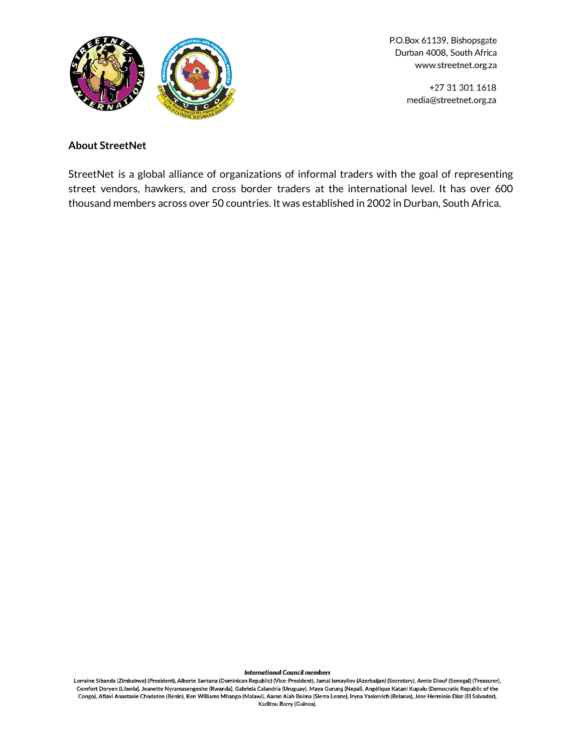**About StreetNet**

StreetNet is a global alliance of organizations of informal traders with the goal of representing street vendors, hawkers, and cross border traders at the international level. It has over 600 thousand members across over 50 countries. It was established in 2002 in Durban, South Africa.